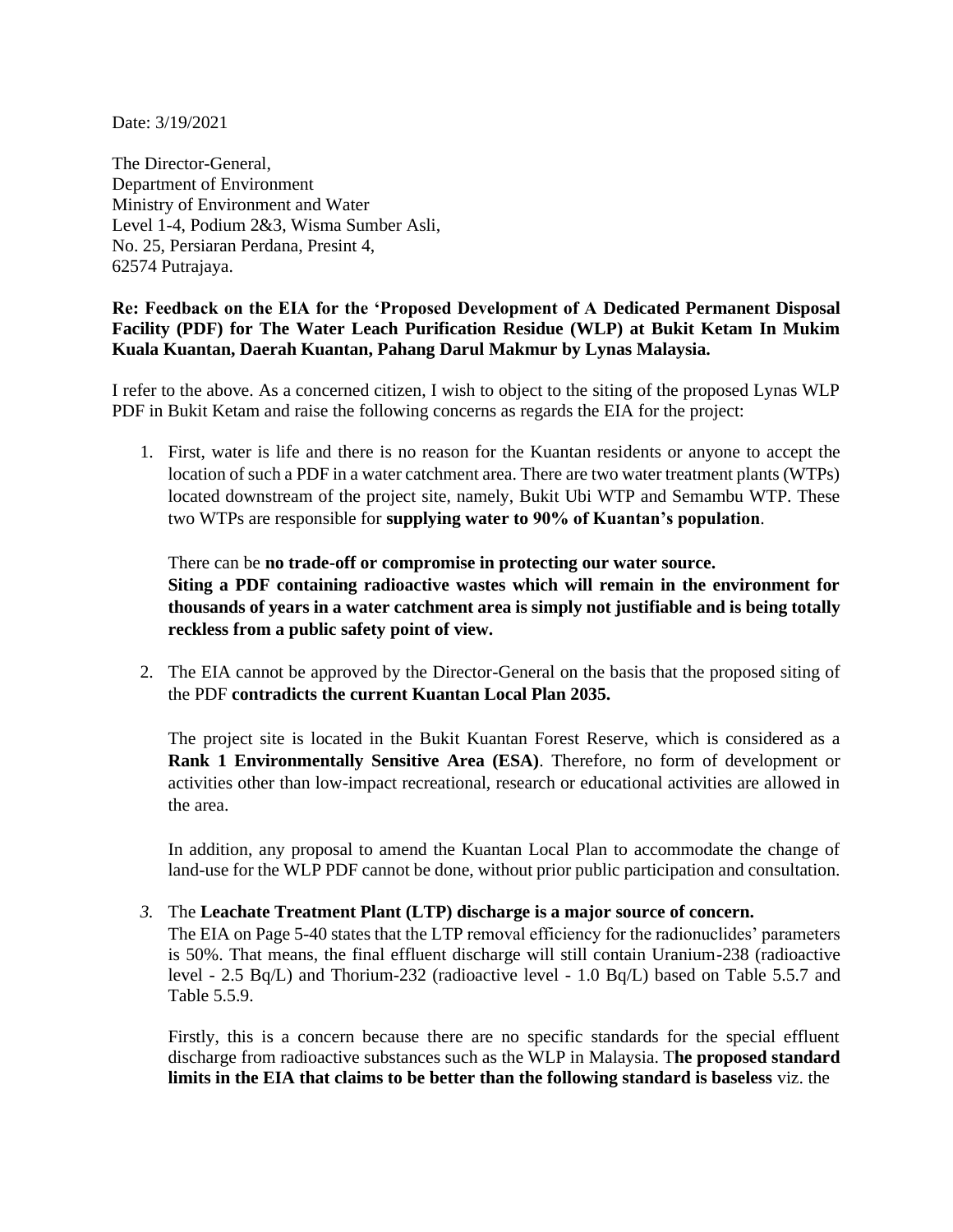Date: 3/19/2021

The Director-General,
Department of Environment
Ministry of Environment and Water
Level 1-4, Podium 2&3, Wisma Sumber Asli,
No. 25, Persiaran Perdana, Presint 4,
62574 Putrajaya.

**Re: Feedback on the EIA for the 'Proposed Development of A Dedicated Permanent Disposal Facility (PDF) for The Water Leach Purification Residue (WLP) at Bukit Ketam In Mukim Kuala Kuantan, Daerah Kuantan, Pahang Darul Makmur by Lynas Malaysia.**

I refer to the above. As a concerned citizen, I wish to object to the siting of the proposed Lynas WLP PDF in Bukit Ketam and raise the following concerns as regards the EIA for the project:

1. First, water is life and there is no reason for the Kuantan residents or anyone to accept the location of such a PDF in a water catchment area. There are two water treatment plants (WTPs) located downstream of the project site, namely, Bukit Ubi WTP and Semambu WTP. These two WTPs are responsible for **supplying water to 90% of Kuantan's population**.

   There can be **no trade-off or compromise in protecting our water source.**
   **Siting a PDF containing radioactive wastes which will remain in the environment for thousands of years in a water catchment area is simply not justifiable and is being totally reckless from a public safety point of view.**

2. The EIA cannot be approved by the Director-General on the basis that the proposed siting of the PDF **contradicts the current Kuantan Local Plan 2035.**

   The project site is located in the Bukit Kuantan Forest Reserve, which is considered as a **Rank 1 Environmentally Sensitive Area (ESA)**. Therefore, no form of development or activities other than low-impact recreational, research or educational activities are allowed in the area.

   In addition, any proposal to amend the Kuantan Local Plan to accommodate the change of land-use for the WLP PDF cannot be done, without prior public participation and consultation.

3. The **Leachate Treatment Plant (LTP) discharge is a major source of concern.**
   The EIA on Page 5-40 states that the LTP removal efficiency for the radionuclides' parameters is 50%. That means, the final effluent discharge will still contain Uranium-238 (radioactive level - 2.5 Bq/L) and Thorium-232 (radioactive level - 1.0 Bq/L) based on Table 5.5.7 and Table 5.5.9.

   Firstly, this is a concern because there are no specific standards for the special effluent discharge from radioactive substances such as the WLP in Malaysia. T**he proposed standard limits in the EIA that claims to be better than the following standard is baseless** viz. the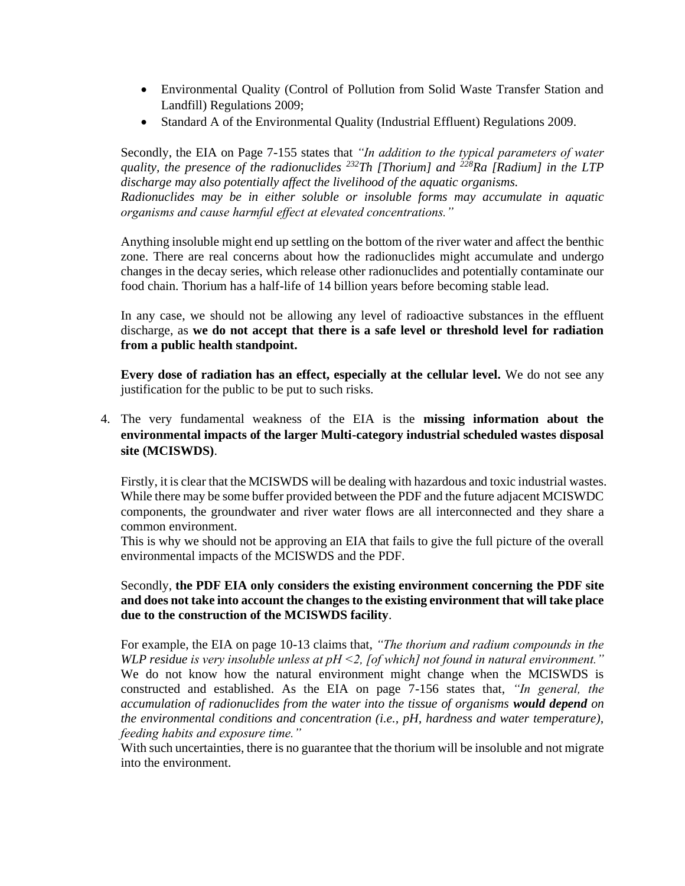- Environmental Quality (Control of Pollution from Solid Waste Transfer Station and Landfill) Regulations 2009;
- Standard A of the Environmental Quality (Industrial Effluent) Regulations 2009.

Secondly, the EIA on Page 7-155 states that *"In addition to the typical parameters of water quality, the presence of the radionuclides $^{232}$Th [Thorium] and $^{228}$Ra [Radium] in the LTP discharge may also potentially affect the livelihood of the aquatic organisms. Radionuclides may be in either soluble or insoluble forms may accumulate in aquatic organisms and cause harmful effect at elevated concentrations."*

Anything insoluble might end up settling on the bottom of the river water and affect the benthic zone. There are real concerns about how the radionuclides might accumulate and undergo changes in the decay series, which release other radionuclides and potentially contaminate our food chain. Thorium has a half-life of 14 billion years before becoming stable lead.

In any case, we should not be allowing any level of radioactive substances in the effluent discharge, as **we do not accept that there is a safe level or threshold level for radiation from a public health standpoint.**

**Every dose of radiation has an effect, especially at the cellular level.** We do not see any justification for the public to be put to such risks.

4. The very fundamental weakness of the EIA is the **missing information about the environmental impacts of the larger Multi-category industrial scheduled wastes disposal site (MCISWDS)**.

   Firstly, it is clear that the MCISWDS will be dealing with hazardous and toxic industrial wastes. While there may be some buffer provided between the PDF and the future adjacent MCISWDC components, the groundwater and river water flows are all interconnected and they share a common environment.
   This is why we should not be approving an EIA that fails to give the full picture of the overall environmental impacts of the MCISWDS and the PDF.

   Secondly, **the PDF EIA only considers the existing environment concerning the PDF site and does not take into account the changes to the existing environment that will take place due to the construction of the MCISWDS facility**.

   For example, the EIA on page 10-13 claims that, *"The thorium and radium compounds in the WLP residue is very insoluble unless at pH <2, [of which] not found in natural environment."* We do not know how the natural environment might change when the MCISWDS is constructed and established. As the EIA on page 7-156 states that, *"In general, the accumulation of radionuclides from the water into the tissue of organisms **would depend** on the environmental conditions and concentration (i.e., pH, hardness and water temperature), feeding habits and exposure time."*
   With such uncertainties, there is no guarantee that the thorium will be insoluble and not migrate into the environment.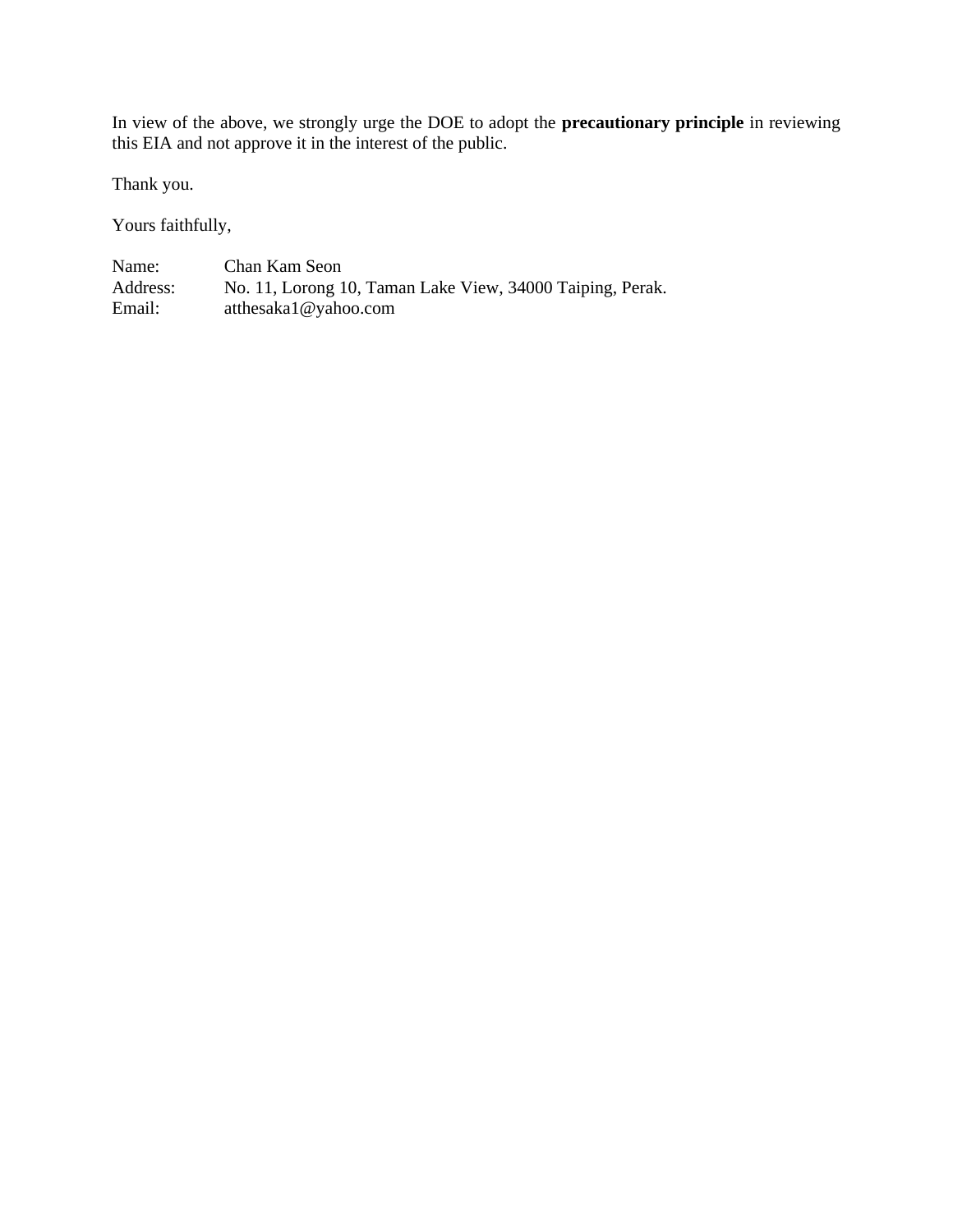In view of the above, we strongly urge the DOE to adopt the **precautionary principle** in reviewing this EIA and not approve it in the interest of the public.

Thank you.

Yours faithfully,

| | |
|---|---|
| Name: | Chan Kam Seon |
| Address: | No. 11, Lorong 10, Taman Lake View, 34000 Taiping, Perak. |
| Email: | atthesaka1@yahoo.com |